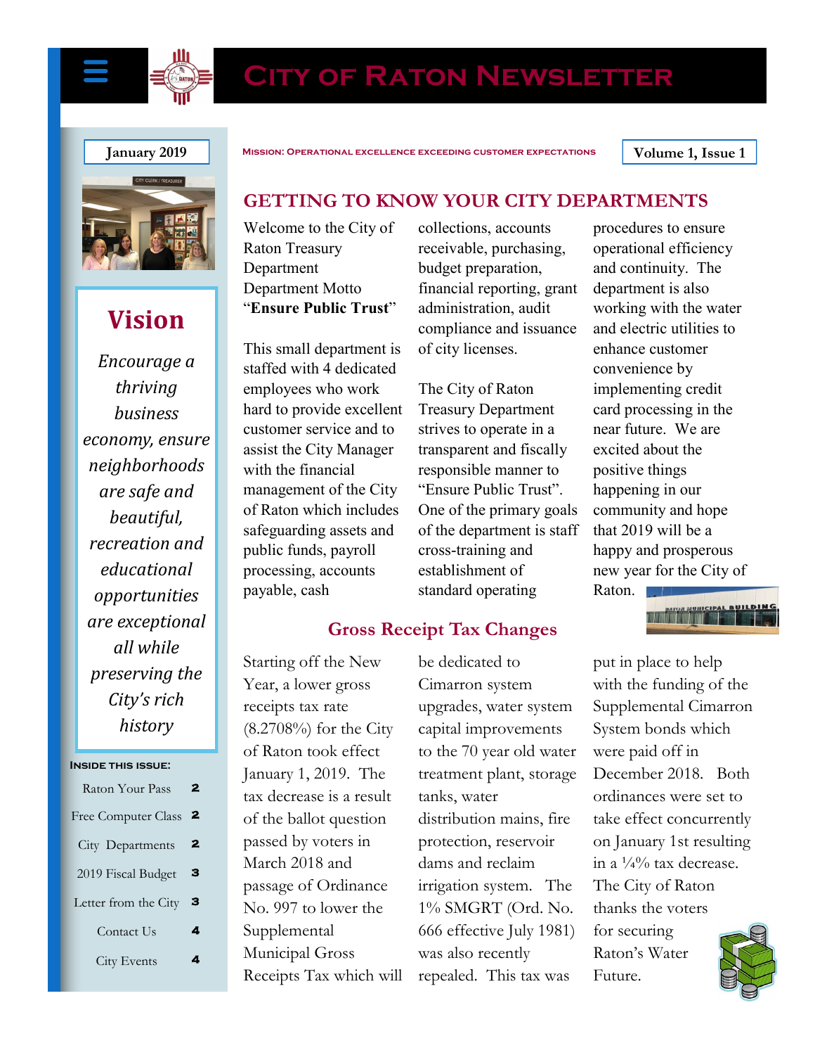# City of Raton Newsletter

January 2019

Mission: Operational excellence exceeding customer expectations

Volume 1, Issue 1

## Vision

*Encourage a thriving business economy, ensure neighborhoods are safe and beautiful, recreation and educational opportunities are exceptional all while preserving the City's rich history*

**Inside this issue:**

| | |
|---|---|
| Raton Your Pass | 2 |
| Free Computer Class | 2 |
| City Departments | 2 |
| 2019 Fiscal Budget | 3 |
| Letter from the City | 3 |
| Contact Us | 4 |
| City Events | 4 |

## GETTING TO KNOW YOUR CITY DEPARTMENTS

Welcome to the City of Raton Treasury Department
Department Motto "**Ensure Public Trust**"

This small department is staffed with 4 dedicated employees who work hard to provide excellent customer service and to assist the City Manager with the financial management of the City of Raton which includes safeguarding assets and public funds, payroll processing, accounts payable, cash collections, accounts receivable, purchasing, budget preparation, financial reporting, grant administration, audit compliance and issuance of city licenses.

The City of Raton Treasury Department strives to operate in a transparent and fiscally responsible manner to "Ensure Public Trust". One of the primary goals of the department is staff cross-training and establishment of standard operating procedures to ensure operational efficiency and continuity. The department is also working with the water and electric utilities to enhance customer convenience by implementing credit card processing in the near future. We are excited about the positive things happening in our community and hope that 2019 will be a happy and prosperous new year for the City of Raton.

## Gross Receipt Tax Changes

Starting off the New Year, a lower gross receipts tax rate (8.2708%) for the City of Raton took effect January 1, 2019. The tax decrease is a result of the ballot question passed by voters in March 2018 and passage of Ordinance No. 997 to lower the Supplemental Municipal Gross Receipts Tax which will be dedicated to Cimarron system upgrades, water system capital improvements to the 70 year old water treatment plant, storage tanks, water distribution mains, fire protection, reservoir dams and reclaim irrigation system. The 1% SMGRT (Ord. No. 666 effective July 1981) was also recently repealed. This tax was put in place to help with the funding of the Supplemental Cimarron System bonds which were paid off in December 2018. Both ordinances were set to take effect concurrently on January 1st resulting in a ¼% tax decrease. The City of Raton thanks the voters for securing Raton's Water Future.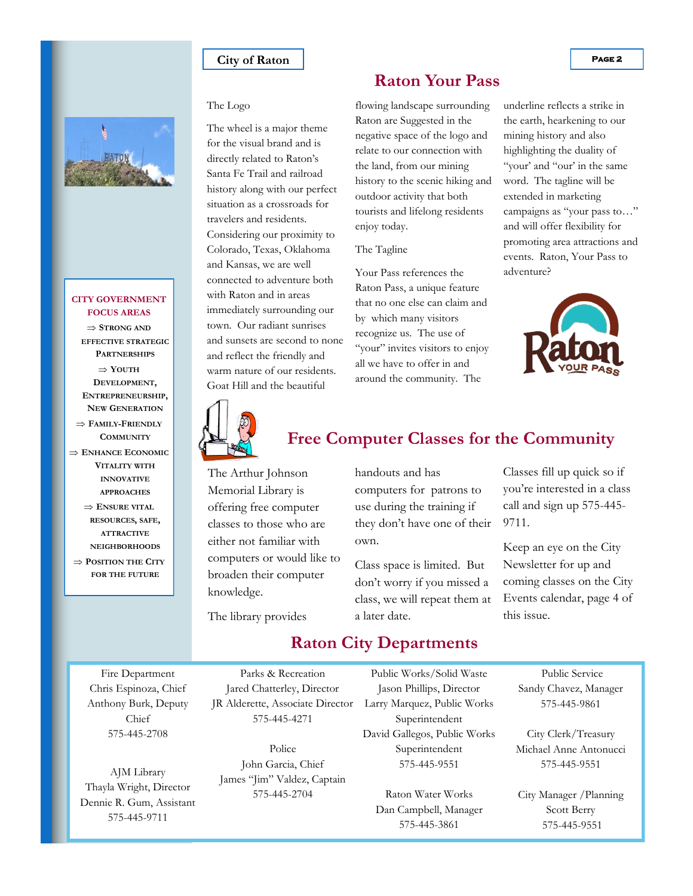## Raton Your Pass

The Logo

The wheel is a major theme for the visual brand and is directly related to Raton's Santa Fe Trail and railroad history along with our perfect situation as a crossroads for travelers and residents. Considering our proximity to Colorado, Texas, Oklahoma and Kansas, we are well connected to adventure both with Raton and in areas immediately surrounding our town. Our radiant sunrises and sunsets are second to none and reflect the friendly and warm nature of our residents. Goat Hill and the beautiful flowing landscape surrounding Raton are Suggested in the negative space of the logo and relate to our connection with the land, from our mining history to the scenic hiking and outdoor activity that both tourists and lifelong residents enjoy today.

The Tagline

Your Pass references the Raton Pass, a unique feature that no one else can claim and by which many visitors recognize us. The use of "your" invites visitors to enjoy all we have to offer in and around the community. The underline reflects a strike in the earth, hearkening to our mining history and also highlighting the duality of "your' and "our' in the same word. The tagline will be extended in marketing campaigns as "your pass to…" and will offer flexibility for promoting area attractions and events. Raton, Your Pass to adventure?

**CITY GOVERNMENT FOCUS AREAS**

- ⇒ Strong and effective strategic Partnerships
- ⇒ Youth Development, Entrepreneurship, New Generation
- ⇒ Family-Friendly Community
- ⇒ Enhance Economic Vitality with innovative approaches
- ⇒ Ensure vital resources, safe, attractive neighborhoods
- ⇒ Position the City for the future

## Free Computer Classes for the Community

The Arthur Johnson Memorial Library is offering free computer classes to those who are either not familiar with computers or would like to broaden their computer knowledge.

The library provides handouts and has computers for patrons to use during the training if they don't have one of their own.

Class space is limited. But don't worry if you missed a class, we will repeat them at a later date.

Classes fill up quick so if you're interested in a class call and sign up 575-445-9711.

Keep an eye on the City Newsletter for up and coming classes on the City Events calendar, page 4 of this issue.

## Raton City Departments

Fire Department
Chris Espinoza, Chief
Anthony Burk, Deputy Chief
575-445-2708

AJM Library
Thayla Wright, Director
Dennie R. Gum, Assistant
575-445-9711

Parks & Recreation
Jared Chatterley, Director
JR Alderette, Associate Director
575-445-4271

Police
John Garcia, Chief
James "Jim" Valdez, Captain
575-445-2704

Public Works/Solid Waste
Jason Phillips, Director
Larry Marquez, Public Works Superintendent
David Gallegos, Public Works Superintendent
575-445-9551

Raton Water Works
Dan Campbell, Manager
575-445-3861

Public Service
Sandy Chavez, Manager
575-445-9861

City Clerk/Treasury
Michael Anne Antonucci
575-445-9551

City Manager /Planning
Scott Berry
575-445-9551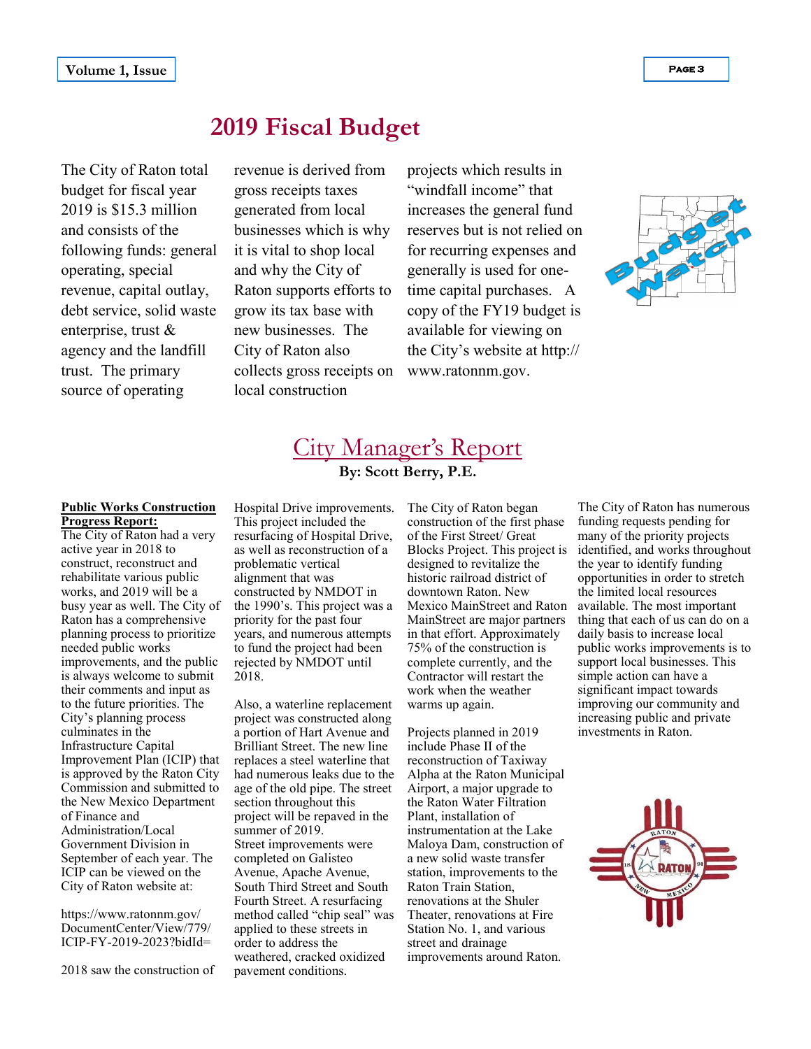# 2019 Fiscal Budget

The City of Raton total budget for fiscal year 2019 is $15.3 million and consists of the following funds: general operating, special revenue, capital outlay, debt service, solid waste enterprise, trust & agency and the landfill trust. The primary source of operating revenue is derived from gross receipts taxes generated from local businesses which is why it is vital to shop local and why the City of Raton supports efforts to grow its tax base with new businesses. The City of Raton also collects gross receipts on local construction projects which results in "windfall income" that increases the general fund reserves but is not relied on for recurring expenses and generally is used for one-time capital purchases. A copy of the FY19 budget is available for viewing on the City's website at http://www.ratonnm.gov.

# City Manager's Report

**By: Scott Berry, P.E.**

**Public Works Construction Progress Report:**

The City of Raton had a very active year in 2018 to construct, reconstruct and rehabilitate various public works, and 2019 will be a busy year as well. The City of Raton has a comprehensive planning process to prioritize needed public works improvements, and the public is always welcome to submit their comments and input as to the future priorities. The City's planning process culminates in the Infrastructure Capital Improvement Plan (ICIP) that is approved by the Raton City Commission and submitted to the New Mexico Department of Finance and Administration/Local Government Division in September of each year. The ICIP can be viewed on the City of Raton website at:

https://www.ratonnm.gov/DocumentCenter/View/779/ICIP-FY-2019-2023?bidId=

2018 saw the construction of Hospital Drive improvements. This project included the resurfacing of Hospital Drive, as well as reconstruction of a problematic vertical alignment that was constructed by NMDOT in the 1990's. This project was a priority for the past four years, and numerous attempts to fund the project had been rejected by NMDOT until 2018.

Also, a waterline replacement project was constructed along a portion of Hart Avenue and Brilliant Street. The new line replaces a steel waterline that had numerous leaks due to the age of the old pipe. The street section throughout this project will be repaved in the summer of 2019.

Street improvements were completed on Galisteo Avenue, Apache Avenue, South Third Street and South Fourth Street. A resurfacing method called "chip seal" was applied to these streets in order to address the weathered, cracked oxidized pavement conditions.

The City of Raton began construction of the first phase of the First Street/ Great Blocks Project. This project is designed to revitalize the historic railroad district of downtown Raton. New Mexico MainStreet and Raton MainStreet are major partners in that effort. Approximately 75% of the construction is complete currently, and the Contractor will restart the work when the weather warms up again.

Projects planned in 2019 include Phase II of the reconstruction of Taxiway Alpha at the Raton Municipal Airport, a major upgrade to the Raton Water Filtration Plant, installation of instrumentation at the Lake Maloya Dam, construction of a new solid waste transfer station, improvements to the Raton Train Station, renovations at the Shuler Theater, renovations at Fire Station No. 1, and various street and drainage improvements around Raton.

The City of Raton has numerous funding requests pending for many of the priority projects identified, and works throughout the year to identify funding opportunities in order to stretch the limited local resources available. The most important thing that each of us can do on a daily basis to increase local public works improvements is to support local businesses. This simple action can have a significant impact towards improving our community and increasing public and private investments in Raton.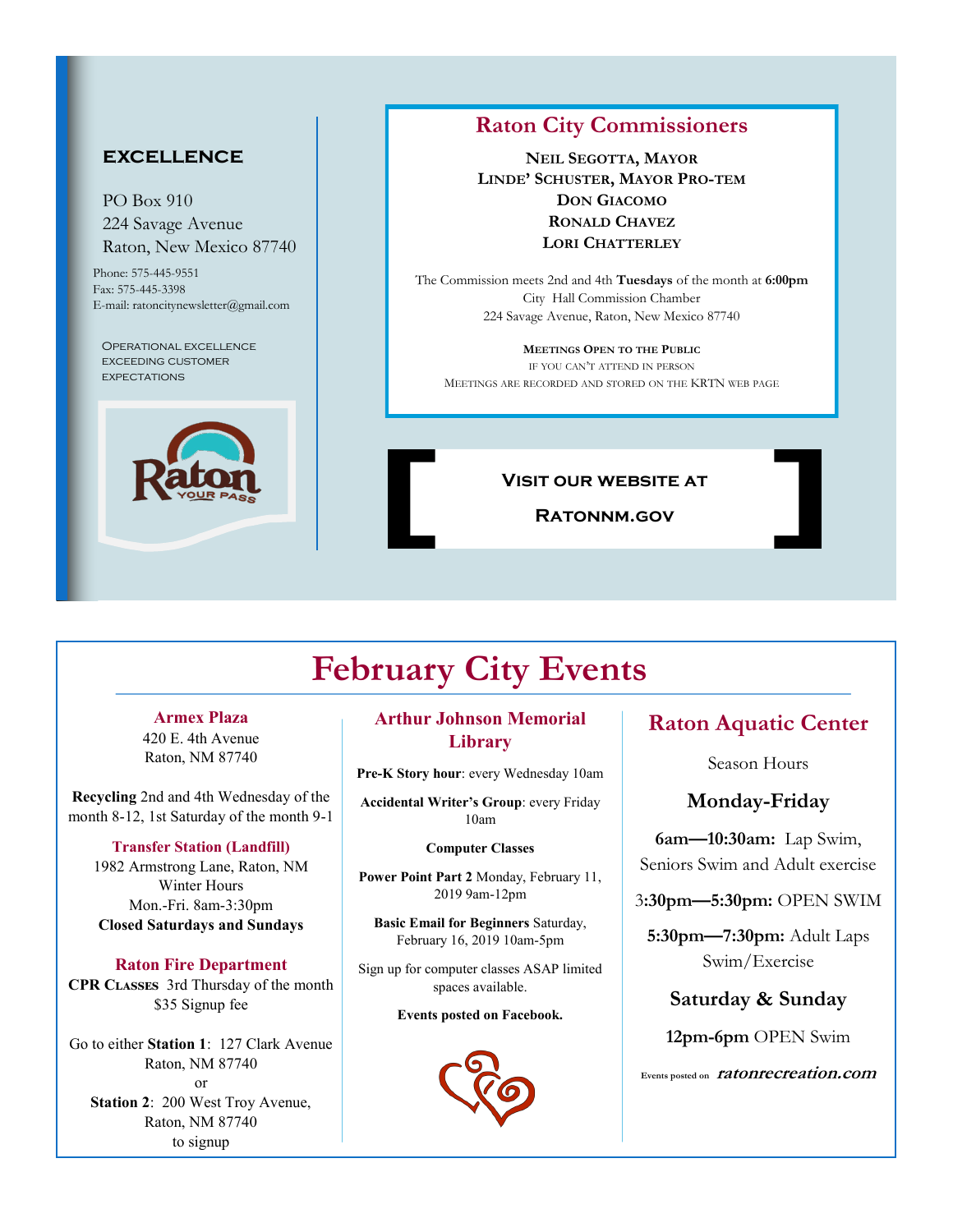## EXCELLENCE

PO Box 910
224 Savage Avenue
Raton, New Mexico 87740

Phone: 575-445-9551
Fax: 575-445-3398
E-mail: ratoncitynewsletter@gmail.com

Operational excellence exceeding customer expectations

## Raton City Commissioners

**Neil Segotta, Mayor**
**Linde' Schuster, Mayor Pro-tem**
**Don Giacomo**
**Ronald Chavez**
**Lori Chatterley**

The Commission meets 2nd and 4th **Tuesdays** of the month at **6:00pm**
City Hall Commission Chamber
224 Savage Avenue, Raton, New Mexico 87740

**Meetings Open to the Public**
if you can't attend in person
Meetings are recorded and stored on the KRTN web page

**Visit our website at**

**Ratonnm.gov**

# February City Events

### Armex Plaza

420 E. 4th Avenue
Raton, NM 87740

**Recycling** 2nd and 4th Wednesday of the month 8-12, 1st Saturday of the month 9-1

### Transfer Station (Landfill)

1982 Armstrong Lane, Raton, NM
Winter Hours
Mon.-Fri. 8am-3:30pm
**Closed Saturdays and Sundays**

### Raton Fire Department

**CPR Classes** 3rd Thursday of the month
$35 Signup fee

Go to either **Station 1**: 127 Clark Avenue Raton, NM 87740
or
**Station 2**: 200 West Troy Avenue, Raton, NM 87740
to signup

### Arthur Johnson Memorial Library

**Pre-K Story hour**: every Wednesday 10am

**Accidental Writer's Group**: every Friday 10am

**Computer Classes**

**Power Point Part 2** Monday, February 11, 2019 9am-12pm

**Basic Email for Beginners** Saturday, February 16, 2019 10am-5pm

Sign up for computer classes ASAP limited spaces available.

**Events posted on Facebook.**

### Raton Aquatic Center

Season Hours

**Monday-Friday**

**6am—10:30am:** Lap Swim, Seniors Swim and Adult exercise

**3:30pm—5:30pm:** OPEN SWIM

**5:30pm—7:30pm:** Adult Laps Swim/Exercise

**Saturday & Sunday**

**12pm-6pm** OPEN Swim

Events posted on ***ratonrecreation.com***